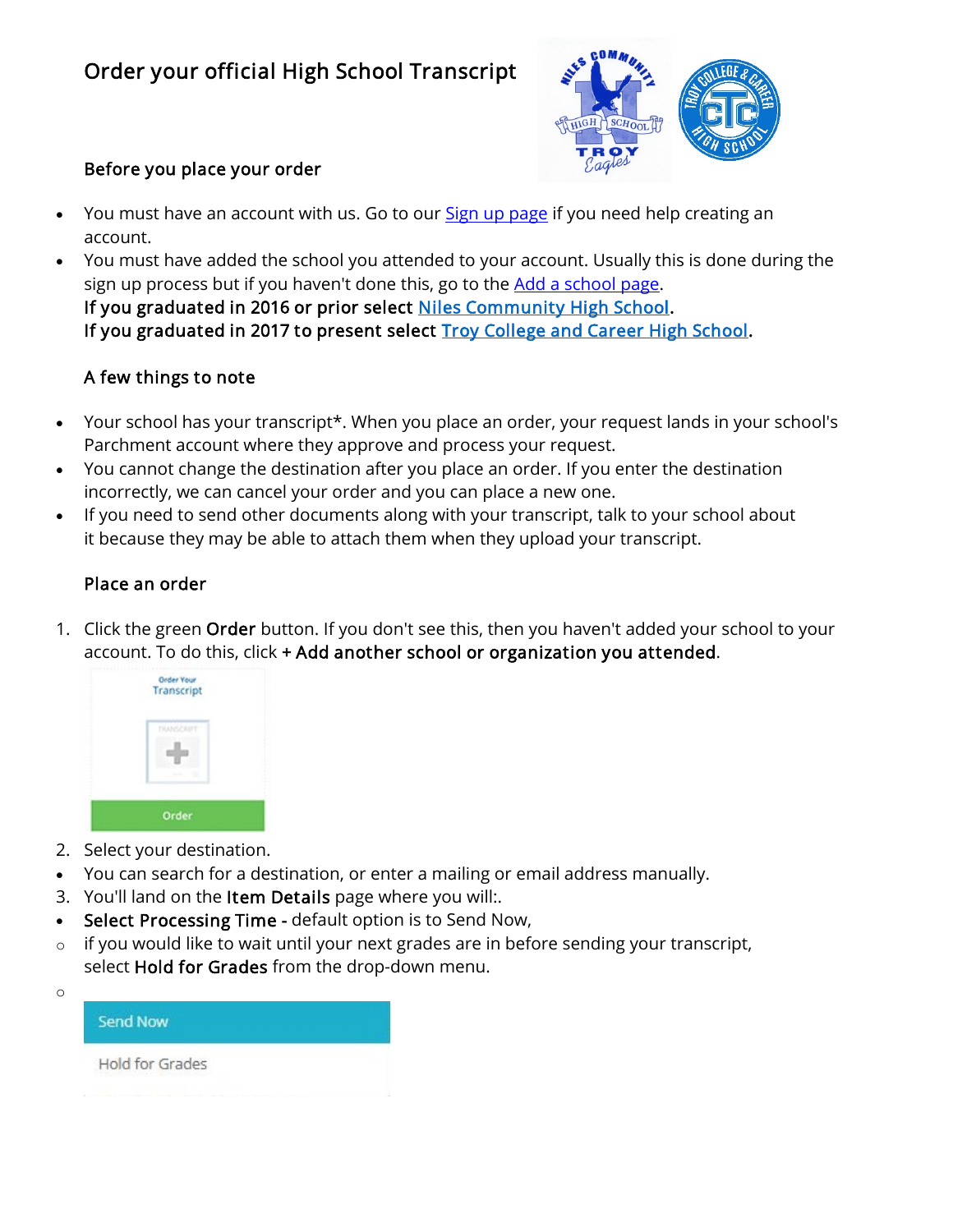# Order your official High School Transcript

## Before you place your order

- You must have an account with us. Go to our Sign up page if you need help creating an account.
- You must have added the school you attended to your account. Usually this is done during the sign up process but if you haven't done this, go to the Add a school page.
  **If you graduated in 2016 or prior select Niles Community High School.**
  **If you graduated in 2017 to present select Troy College and Career High School.**

## A few things to note

- Your school has your transcript*. When you place an order, your request lands in your school's Parchment account where they approve and process your request.
- You cannot change the destination after you place an order. If you enter the destination incorrectly, we can cancel your order and you can place a new one.
- If you need to send other documents along with your transcript, talk to your school about it because they may be able to attach them when they upload your transcript.

## Place an order

1. Click the green **Order** button. If you don't see this, then you haven't added your school to your account. To do this, click **+ Add another school or organization you attended**.
2. Select your destination.
   - You can search for a destination, or enter a mailing or email address manually.
3. You'll land on the **Item Details** page where you will:.
   - **Select Processing Time -** default option is to Send Now,
     - if you would like to wait until your next grades are in before sending your transcript, select **Hold for Grades** from the drop-down menu.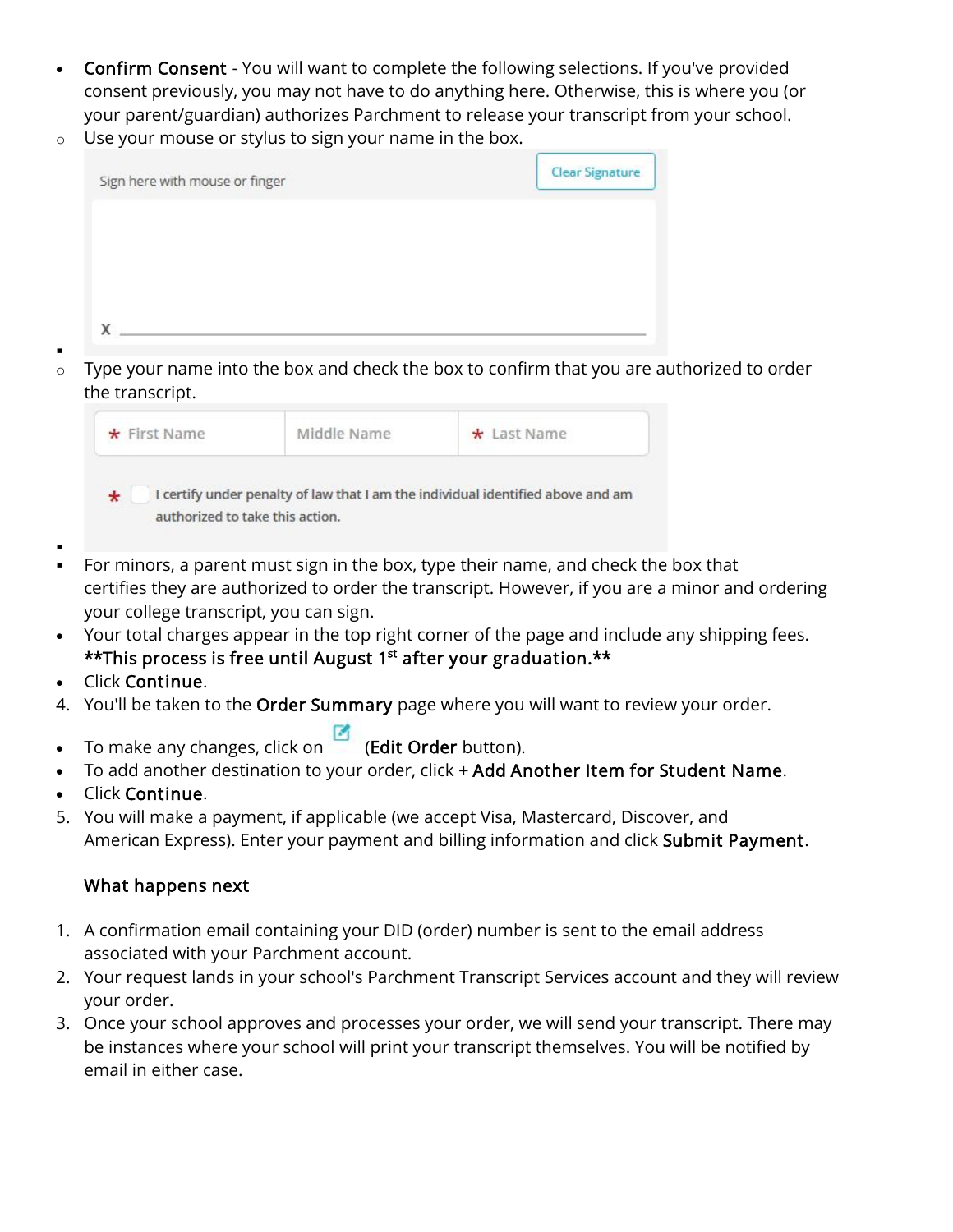- **Confirm Consent** - You will want to complete the following selections. If you've provided consent previously, you may not have to do anything here. Otherwise, this is where you (or your parent/guardian) authorizes Parchment to release your transcript from your school.
  - Use your mouse or stylus to sign your name in the box.

    Sign here with mouse or finger

    Clear Signature

    X

  - Type your name into the box and check the box to confirm that you are authorized to order the transcript.

    * First Name | Middle Name | * Last Name

    * I certify under penalty of law that I am the individual identified above and am authorized to take this action.

    - For minors, a parent must sign in the box, type their name, and check the box that certifies they are authorized to order the transcript. However, if you are a minor and ordering your college transcript, you can sign.
- Your total charges appear in the top right corner of the page and include any shipping fees. **This process is free until August 1st after your graduation.**
- Click **Continue**.

4. You'll be taken to the **Order Summary** page where you will want to review your order.
   - To make any changes, click on (**Edit Order** button).
   - To add another destination to your order, click **+ Add Another Item for Student Name**.
   - Click **Continue**.
5. You will make a payment, if applicable (we accept Visa, Mastercard, Discover, and American Express). Enter your payment and billing information and click **Submit Payment**.

**What happens next**

1. A confirmation email containing your DID (order) number is sent to the email address associated with your Parchment account.
2. Your request lands in your school's Parchment Transcript Services account and they will review your order.
3. Once your school approves and processes your order, we will send your transcript. There may be instances where your school will print your transcript themselves. You will be notified by email in either case.